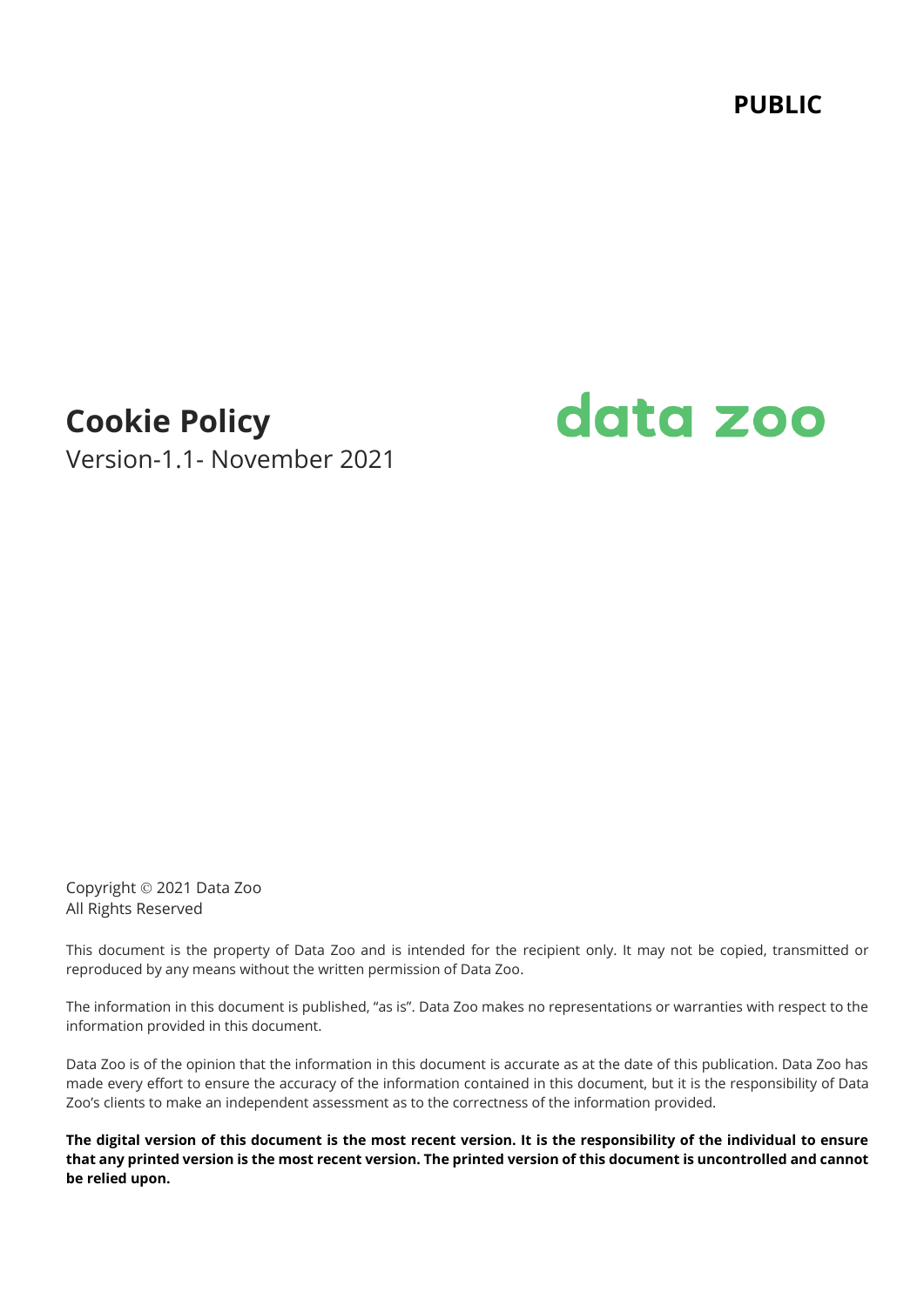**PUBLIC**

# Cookie Policy

Version-1.1- November 2021

data zoo

Copyright © 2021 Data Zoo
All Rights Reserved

This document is the property of Data Zoo and is intended for the recipient only. It may not be copied, transmitted or reproduced by any means without the written permission of Data Zoo.

The information in this document is published, "as is". Data Zoo makes no representations or warranties with respect to the information provided in this document.

Data Zoo is of the opinion that the information in this document is accurate as at the date of this publication. Data Zoo has made every effort to ensure the accuracy of the information contained in this document, but it is the responsibility of Data Zoo's clients to make an independent assessment as to the correctness of the information provided.

**The digital version of this document is the most recent version. It is the responsibility of the individual to ensure that any printed version is the most recent version. The printed version of this document is uncontrolled and cannot be relied upon.**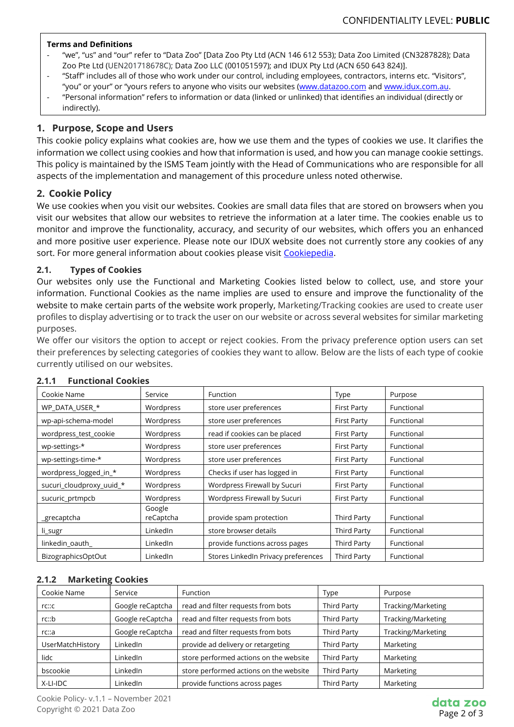**Terms and Definitions**

- "we", "us" and "our" refer to "Data Zoo" [Data Zoo Pty Ltd (ACN 146 612 553); Data Zoo Limited (CN3287828); Data Zoo Pte Ltd (UEN201718678C); Data Zoo LLC (001051597); and IDUX Pty Ltd (ACN 650 643 824)].
- "Staff" includes all of those who work under our control, including employees, contractors, interns etc. "Visitors", "you" or your" or "yours refers to anyone who visits our websites (www.datazoo.com and www.idux.com.au.
- "Personal information" refers to information or data (linked or unlinked) that identifies an individual (directly or indirectly).

## 1. Purpose, Scope and Users

This cookie policy explains what cookies are, how we use them and the types of cookies we use. It clarifies the information we collect using cookies and how that information is used, and how you can manage cookie settings. This policy is maintained by the ISMS Team jointly with the Head of Communications who are responsible for all aspects of the implementation and management of this procedure unless noted otherwise.

## 2. Cookie Policy

We use cookies when you visit our websites. Cookies are small data files that are stored on browsers when you visit our websites that allow our websites to retrieve the information at a later time. The cookies enable us to monitor and improve the functionality, accuracy, and security of our websites, which offers you an enhanced and more positive user experience. Please note our IDUX website does not currently store any cookies of any sort. For more general information about cookies please visit Cookiepedia.

### 2.1. Types of Cookies

Our websites only use the Functional and Marketing Cookies listed below to collect, use, and store your information. Functional Cookies as the name implies are used to ensure and improve the functionality of the website to make certain parts of the website work properly, Marketing/Tracking cookies are used to create user profiles to display advertising or to track the user on our website or across several websites for similar marketing purposes.

We offer our visitors the option to accept or reject cookies. From the privacy preference option users can set their preferences by selecting categories of cookies they want to allow. Below are the lists of each type of cookie currently utilised on our websites.

#### 2.1.1 Functional Cookies

| Cookie Name | Service | Function | Type | Purpose |
|---|---|---|---|---|
| WP_DATA_USER_* | Wordpress | store user preferences | First Party | Functional |
| wp-api-schema-model | Wordpress | store user preferences | First Party | Functional |
| wordpress_test_cookie | Wordpress | read if cookies can be placed | First Party | Functional |
| wp-settings-* | Wordpress | store user preferences | First Party | Functional |
| wp-settings-time-* | Wordpress | store user preferences | First Party | Functional |
| wordpress_logged_in_* | Wordpress | Checks if user has logged in | First Party | Functional |
| sucuri_cloudproxy_uuid_* | Wordpress | Wordpress Firewall by Sucuri | First Party | Functional |
| sucuric_prtmpcb | Wordpress | Wordpress Firewall by Sucuri | First Party | Functional |
| _grecaptcha | Google reCaptcha | provide spam protection | Third Party | Functional |
| li_sugr | LinkedIn | store browser details | Third Party | Functional |
| linkedin_oauth_ | LinkedIn | provide functions across pages | Third Party | Functional |
| BizographicsOptOut | LinkedIn | Stores LinkedIn Privacy preferences | Third Party | Functional |

#### 2.1.2 Marketing Cookies

| Cookie Name | Service | Function | Type | Purpose |
|---|---|---|---|---|
| rc::c | Google reCaptcha | read and filter requests from bots | Third Party | Tracking/Marketing |
| rc::b | Google reCaptcha | read and filter requests from bots | Third Party | Tracking/Marketing |
| rc::a | Google reCaptcha | read and filter requests from bots | Third Party | Tracking/Marketing |
| UserMatchHistory | LinkedIn | provide ad delivery or retargeting | Third Party | Marketing |
| lidc | LinkedIn | store performed actions on the website | Third Party | Marketing |
| bscookie | LinkedIn | store performed actions on the website | Third Party | Marketing |
| X-LI-IDC | LinkedIn | provide functions across pages | Third Party | Marketing |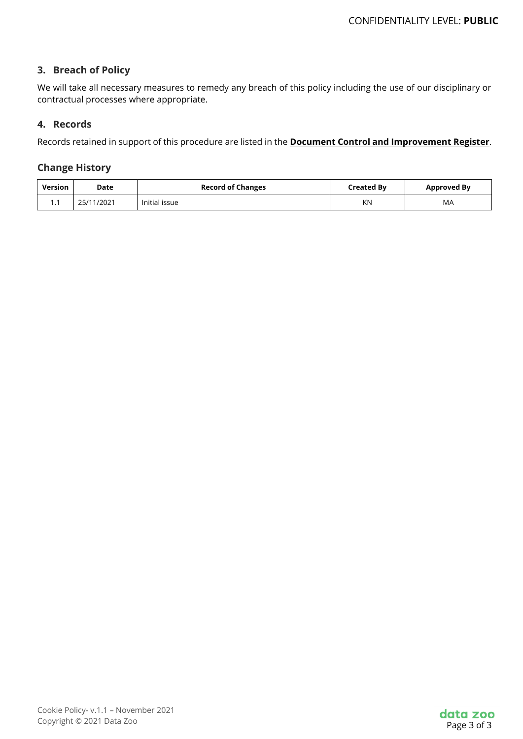## 3. Breach of Policy

We will take all necessary measures to remedy any breach of this policy including the use of our disciplinary or contractual processes where appropriate.

## 4. Records

Records retained in support of this procedure are listed in the **Document Control and Improvement Register**.

### Change History

| Version | Date | Record of Changes | Created By | Approved By |
|---|---|---|---|---|
| 1.1 | 25/11/2021 | Initial issue | KN | MA |